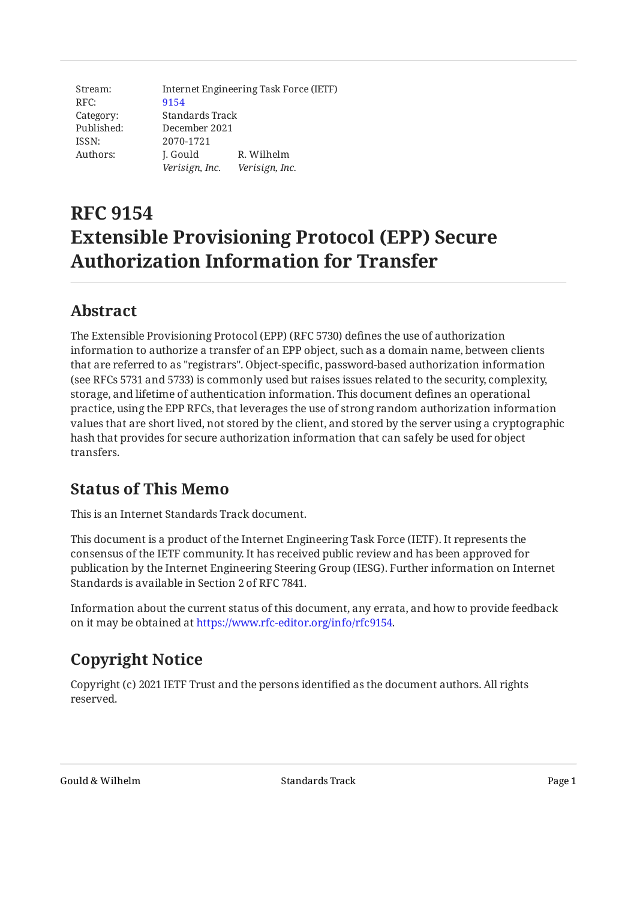| | | |
|---|---|---|
| Stream: | Internet Engineering Task Force (IETF) | |
| RFC: | 9154 | |
| Category: | Standards Track | |
| Published: | December 2021 | |
| ISSN: | 2070-1721 | |
| Authors: | J. Gould | R. Wilhelm |
| | *Verisign, Inc.* | *Verisign, Inc.* |

# RFC 9154
# Extensible Provisioning Protocol (EPP) Secure Authorization Information for Transfer

## Abstract

The Extensible Provisioning Protocol (EPP) (RFC 5730) defines the use of authorization information to authorize a transfer of an EPP object, such as a domain name, between clients that are referred to as "registrars". Object-specific, password-based authorization information (see RFCs 5731 and 5733) is commonly used but raises issues related to the security, complexity, storage, and lifetime of authentication information. This document defines an operational practice, using the EPP RFCs, that leverages the use of strong random authorization information values that are short lived, not stored by the client, and stored by the server using a cryptographic hash that provides for secure authorization information that can safely be used for object transfers.

## Status of This Memo

This is an Internet Standards Track document.

This document is a product of the Internet Engineering Task Force (IETF). It represents the consensus of the IETF community. It has received public review and has been approved for publication by the Internet Engineering Steering Group (IESG). Further information on Internet Standards is available in Section 2 of RFC 7841.

Information about the current status of this document, any errata, and how to provide feedback on it may be obtained at https://www.rfc-editor.org/info/rfc9154.

## Copyright Notice

Copyright (c) 2021 IETF Trust and the persons identified as the document authors. All rights reserved.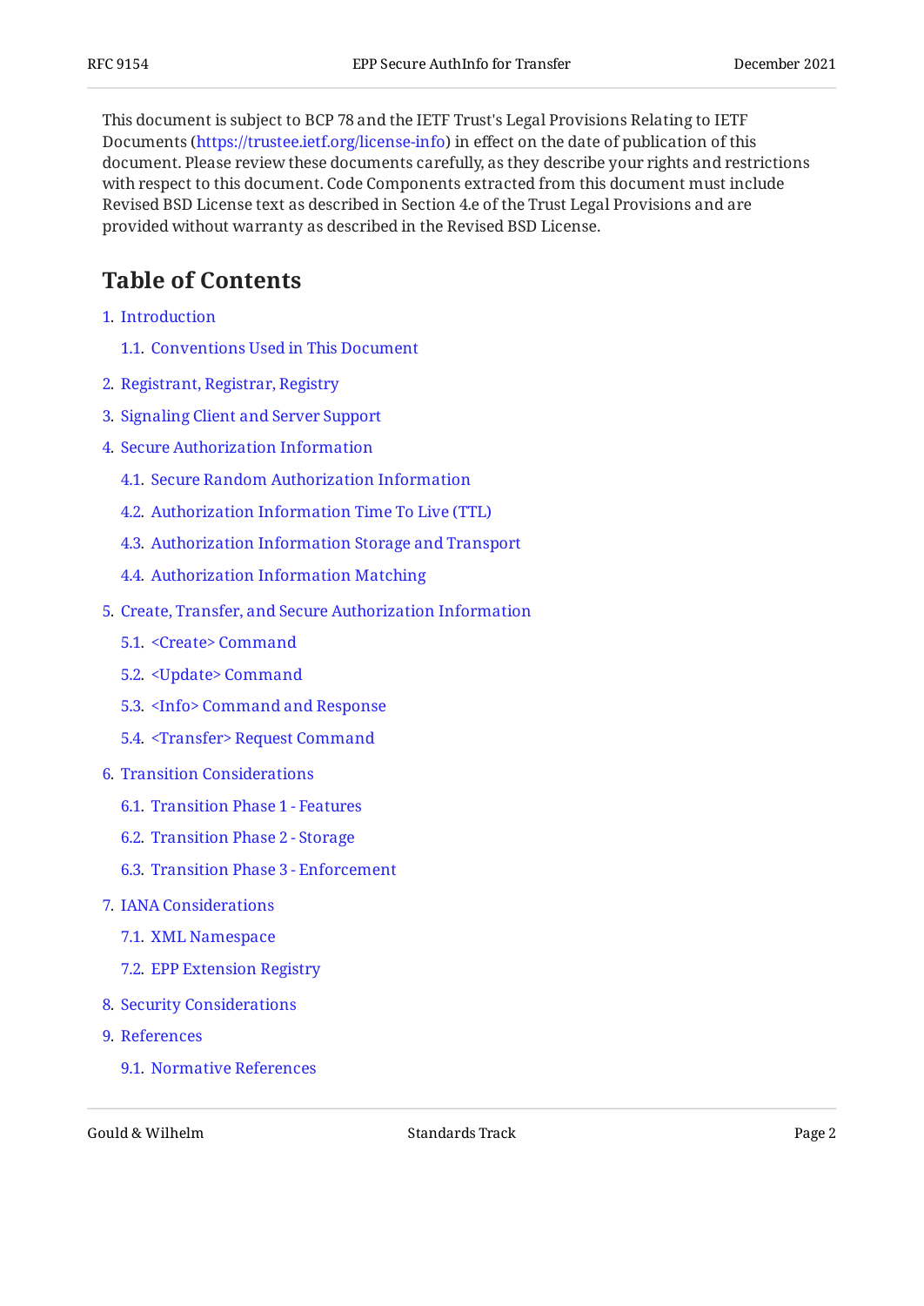This document is subject to BCP 78 and the IETF Trust's Legal Provisions Relating to IETF Documents (https://trustee.ietf.org/license-info) in effect on the date of publication of this document. Please review these documents carefully, as they describe your rights and restrictions with respect to this document. Code Components extracted from this document must include Revised BSD License text as described in Section 4.e of the Trust Legal Provisions and are provided without warranty as described in the Revised BSD License.

## Table of Contents

1. Introduction
   - 1.1. Conventions Used in This Document
2. Registrant, Registrar, Registry
3. Signaling Client and Server Support
4. Secure Authorization Information
   - 4.1. Secure Random Authorization Information
   - 4.2. Authorization Information Time To Live (TTL)
   - 4.3. Authorization Information Storage and Transport
   - 4.4. Authorization Information Matching
5. Create, Transfer, and Secure Authorization Information
   - 5.1. <Create> Command
   - 5.2. <Update> Command
   - 5.3. <Info> Command and Response
   - 5.4. <Transfer> Request Command
6. Transition Considerations
   - 6.1. Transition Phase 1 - Features
   - 6.2. Transition Phase 2 - Storage
   - 6.3. Transition Phase 3 - Enforcement
7. IANA Considerations
   - 7.1. XML Namespace
   - 7.2. EPP Extension Registry
8. Security Considerations
9. References
   - 9.1. Normative References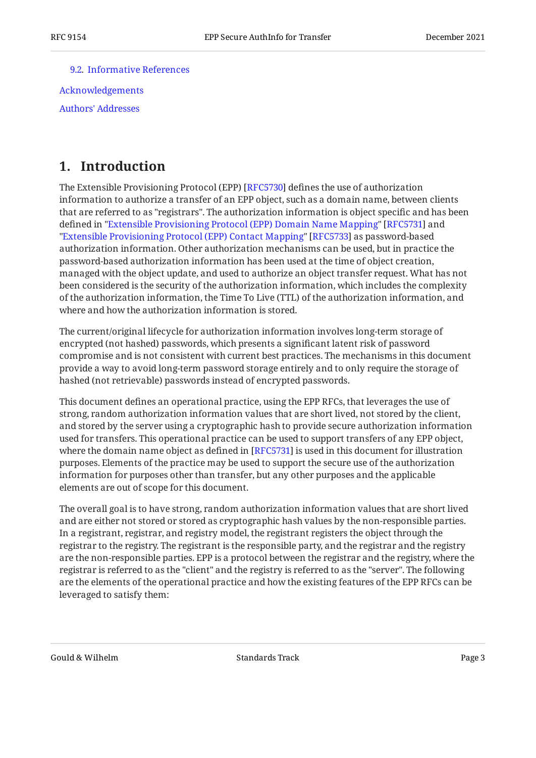9.2. Informative References

Acknowledgements

Authors' Addresses

## 1. Introduction

The Extensible Provisioning Protocol (EPP) [RFC5730] defines the use of authorization information to authorize a transfer of an EPP object, such as a domain name, between clients that are referred to as "registrars". The authorization information is object specific and has been defined in "Extensible Provisioning Protocol (EPP) Domain Name Mapping" [RFC5731] and "Extensible Provisioning Protocol (EPP) Contact Mapping" [RFC5733] as password-based authorization information. Other authorization mechanisms can be used, but in practice the password-based authorization information has been used at the time of object creation, managed with the object update, and used to authorize an object transfer request. What has not been considered is the security of the authorization information, which includes the complexity of the authorization information, the Time To Live (TTL) of the authorization information, and where and how the authorization information is stored.

The current/original lifecycle for authorization information involves long-term storage of encrypted (not hashed) passwords, which presents a significant latent risk of password compromise and is not consistent with current best practices. The mechanisms in this document provide a way to avoid long-term password storage entirely and to only require the storage of hashed (not retrievable) passwords instead of encrypted passwords.

This document defines an operational practice, using the EPP RFCs, that leverages the use of strong, random authorization information values that are short lived, not stored by the client, and stored by the server using a cryptographic hash to provide secure authorization information used for transfers. This operational practice can be used to support transfers of any EPP object, where the domain name object as defined in [RFC5731] is used in this document for illustration purposes. Elements of the practice may be used to support the secure use of the authorization information for purposes other than transfer, but any other purposes and the applicable elements are out of scope for this document.

The overall goal is to have strong, random authorization information values that are short lived and are either not stored or stored as cryptographic hash values by the non-responsible parties. In a registrant, registrar, and registry model, the registrant registers the object through the registrar to the registry. The registrant is the responsible party, and the registrar and the registry are the non-responsible parties. EPP is a protocol between the registrar and the registry, where the registrar is referred to as the "client" and the registry is referred to as the "server". The following are the elements of the operational practice and how the existing features of the EPP RFCs can be leveraged to satisfy them: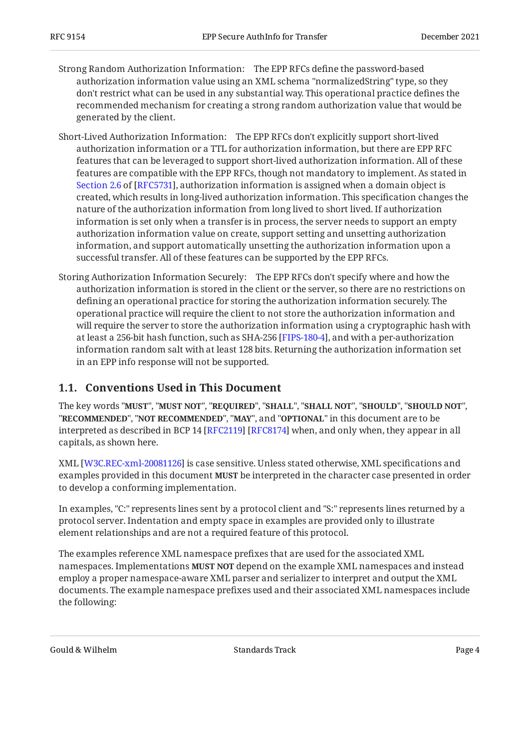Strong Random Authorization Information:
: The EPP RFCs define the password-based authorization information value using an XML schema "normalizedString" type, so they don't restrict what can be used in any substantial way. This operational practice defines the recommended mechanism for creating a strong random authorization value that would be generated by the client.

Short-Lived Authorization Information:
: The EPP RFCs don't explicitly support short-lived authorization information or a TTL for authorization information, but there are EPP RFC features that can be leveraged to support short-lived authorization information. All of these features are compatible with the EPP RFCs, though not mandatory to implement. As stated in Section 2.6 of [RFC5731], authorization information is assigned when a domain object is created, which results in long-lived authorization information. This specification changes the nature of the authorization information from long lived to short lived. If authorization information is set only when a transfer is in process, the server needs to support an empty authorization information value on create, support setting and unsetting authorization information, and support automatically unsetting the authorization information upon a successful transfer. All of these features can be supported by the EPP RFCs.

Storing Authorization Information Securely:
: The EPP RFCs don't specify where and how the authorization information is stored in the client or the server, so there are no restrictions on defining an operational practice for storing the authorization information securely. The operational practice will require the client to not store the authorization information and will require the server to store the authorization information using a cryptographic hash with at least a 256-bit hash function, such as SHA-256 [FIPS-180-4], and with a per-authorization information random salt with at least 128 bits. Returning the authorization information set in an EPP info response will not be supported.

## 1.1. Conventions Used in This Document

The key words "**MUST**", "**MUST NOT**", "**REQUIRED**", "**SHALL**", "**SHALL NOT**", "**SHOULD**", "**SHOULD NOT**", "**RECOMMENDED**", "**NOT RECOMMENDED**", "**MAY**", and "**OPTIONAL**" in this document are to be interpreted as described in BCP 14 [RFC2119] [RFC8174] when, and only when, they appear in all capitals, as shown here.

XML [W3C.REC-xml-20081126] is case sensitive. Unless stated otherwise, XML specifications and examples provided in this document **MUST** be interpreted in the character case presented in order to develop a conforming implementation.

In examples, "C:" represents lines sent by a protocol client and "S:" represents lines returned by a protocol server. Indentation and empty space in examples are provided only to illustrate element relationships and are not a required feature of this protocol.

The examples reference XML namespace prefixes that are used for the associated XML namespaces. Implementations **MUST NOT** depend on the example XML namespaces and instead employ a proper namespace-aware XML parser and serializer to interpret and output the XML documents. The example namespace prefixes used and their associated XML namespaces include the following: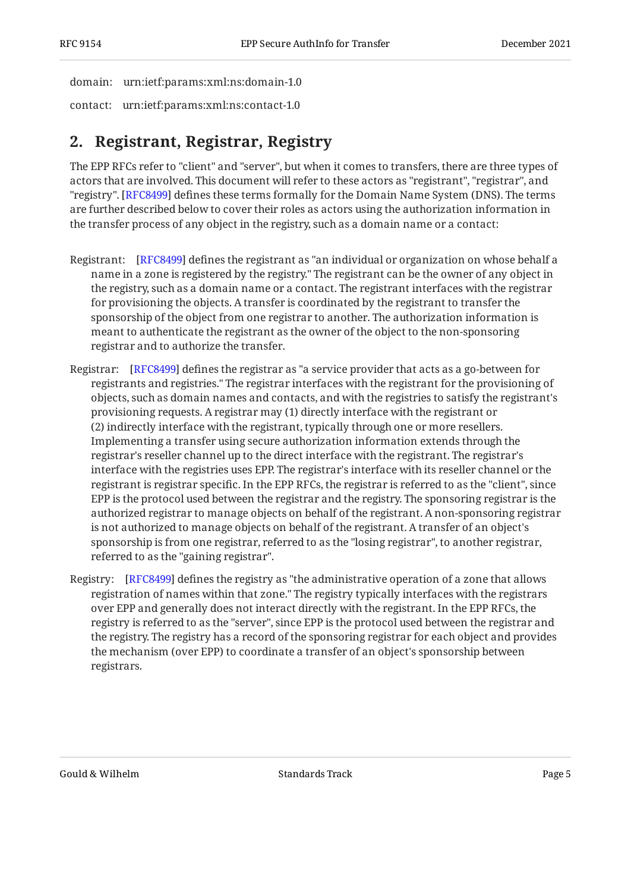domain: urn:ietf:params:xml:ns:domain-1.0

contact: urn:ietf:params:xml:ns:contact-1.0

## 2. Registrant, Registrar, Registry

The EPP RFCs refer to "client" and "server", but when it comes to transfers, there are three types of actors that are involved. This document will refer to these actors as "registrant", "registrar", and "registry". [RFC8499] defines these terms formally for the Domain Name System (DNS). The terms are further described below to cover their roles as actors using the authorization information in the transfer process of any object in the registry, such as a domain name or a contact:

Registrant: [RFC8499] defines the registrant as "an individual or organization on whose behalf a name in a zone is registered by the registry." The registrant can be the owner of any object in the registry, such as a domain name or a contact. The registrant interfaces with the registrar for provisioning the objects. A transfer is coordinated by the registrant to transfer the sponsorship of the object from one registrar to another. The authorization information is meant to authenticate the registrant as the owner of the object to the non-sponsoring registrar and to authorize the transfer.

Registrar: [RFC8499] defines the registrar as "a service provider that acts as a go-between for registrants and registries." The registrar interfaces with the registrant for the provisioning of objects, such as domain names and contacts, and with the registries to satisfy the registrant's provisioning requests. A registrar may (1) directly interface with the registrant or (2) indirectly interface with the registrant, typically through one or more resellers. Implementing a transfer using secure authorization information extends through the registrar's reseller channel up to the direct interface with the registrant. The registrar's interface with the registries uses EPP. The registrar's interface with its reseller channel or the registrant is registrar specific. In the EPP RFCs, the registrar is referred to as the "client", since EPP is the protocol used between the registrar and the registry. The sponsoring registrar is the authorized registrar to manage objects on behalf of the registrant. A non-sponsoring registrar is not authorized to manage objects on behalf of the registrant. A transfer of an object's sponsorship is from one registrar, referred to as the "losing registrar", to another registrar, referred to as the "gaining registrar".

Registry: [RFC8499] defines the registry as "the administrative operation of a zone that allows registration of names within that zone." The registry typically interfaces with the registrars over EPP and generally does not interact directly with the registrant. In the EPP RFCs, the registry is referred to as the "server", since EPP is the protocol used between the registrar and the registry. The registry has a record of the sponsoring registrar for each object and provides the mechanism (over EPP) to coordinate a transfer of an object's sponsorship between registrars.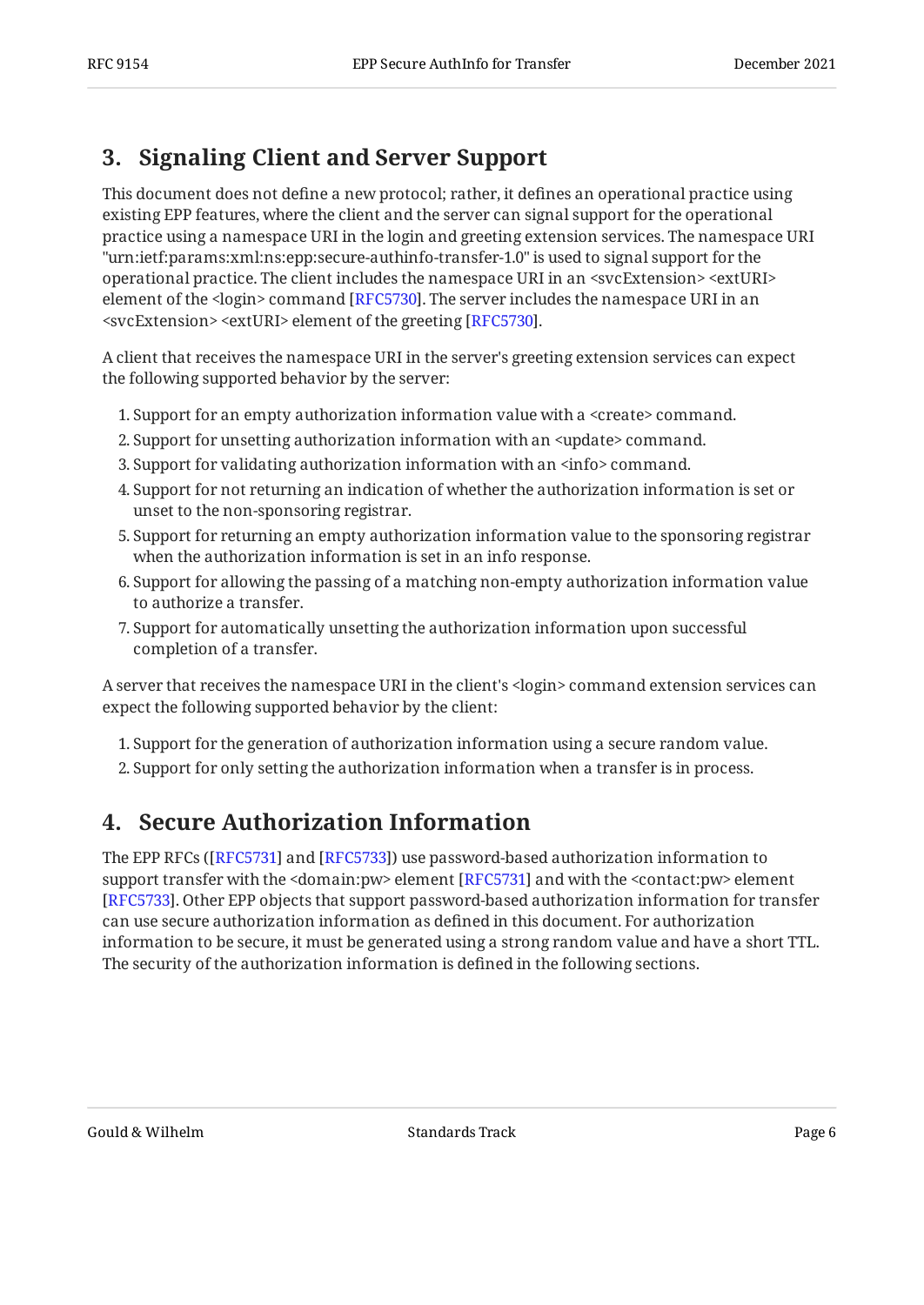## 3. Signaling Client and Server Support

This document does not define a new protocol; rather, it defines an operational practice using existing EPP features, where the client and the server can signal support for the operational practice using a namespace URI in the login and greeting extension services. The namespace URI "urn:ietf:params:xml:ns:epp:secure-authinfo-transfer-1.0" is used to signal support for the operational practice. The client includes the namespace URI in an <svcExtension> <extURI> element of the <login> command [RFC5730]. The server includes the namespace URI in an <svcExtension> <extURI> element of the greeting [RFC5730].

A client that receives the namespace URI in the server's greeting extension services can expect the following supported behavior by the server:

1. Support for an empty authorization information value with a <create> command.
2. Support for unsetting authorization information with an <update> command.
3. Support for validating authorization information with an <info> command.
4. Support for not returning an indication of whether the authorization information is set or unset to the non-sponsoring registrar.
5. Support for returning an empty authorization information value to the sponsoring registrar when the authorization information is set in an info response.
6. Support for allowing the passing of a matching non-empty authorization information value to authorize a transfer.
7. Support for automatically unsetting the authorization information upon successful completion of a transfer.

A server that receives the namespace URI in the client's <login> command extension services can expect the following supported behavior by the client:

1. Support for the generation of authorization information using a secure random value.
2. Support for only setting the authorization information when a transfer is in process.

## 4. Secure Authorization Information

The EPP RFCs ([RFC5731] and [RFC5733]) use password-based authorization information to support transfer with the <domain:pw> element [RFC5731] and with the <contact:pw> element [RFC5733]. Other EPP objects that support password-based authorization information for transfer can use secure authorization information as defined in this document. For authorization information to be secure, it must be generated using a strong random value and have a short TTL. The security of the authorization information is defined in the following sections.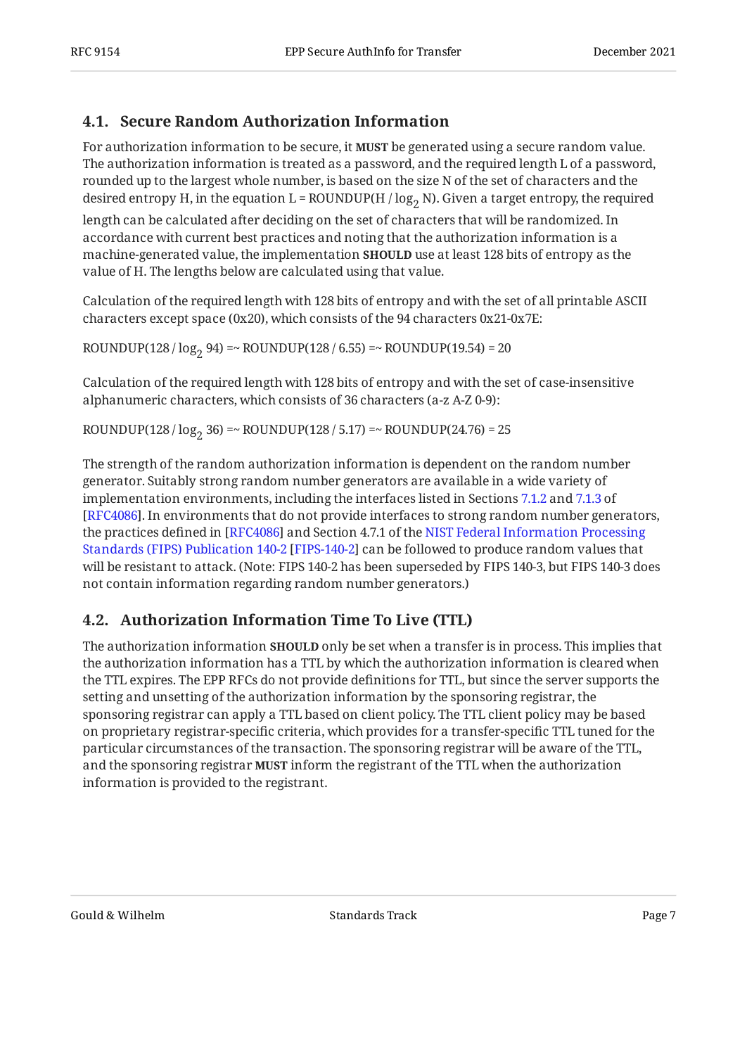### 4.1. Secure Random Authorization Information

For authorization information to be secure, it **MUST** be generated using a secure random value. The authorization information is treated as a password, and the required length L of a password, rounded up to the largest whole number, is based on the size N of the set of characters and the desired entropy H, in the equation $L = ROUNDUP(H / \log_2 N)$. Given a target entropy, the required length can be calculated after deciding on the set of characters that will be randomized. In accordance with current best practices and noting that the authorization information is a machine-generated value, the implementation **SHOULD** use at least 128 bits of entropy as the value of H. The lengths below are calculated using that value.

Calculation of the required length with 128 bits of entropy and with the set of all printable ASCII characters except space (0x20), which consists of the 94 characters 0x21-0x7E:

$ROUNDUP(128 / \log_2 94) =\sim ROUNDUP(128 / 6.55) =\sim ROUNDUP(19.54) = 20$

Calculation of the required length with 128 bits of entropy and with the set of case-insensitive alphanumeric characters, which consists of 36 characters (a-z A-Z 0-9):

$ROUNDUP(128 / \log_2 36) =\sim ROUNDUP(128 / 5.17) =\sim ROUNDUP(24.76) = 25$

The strength of the random authorization information is dependent on the random number generator. Suitably strong random number generators are available in a wide variety of implementation environments, including the interfaces listed in Sections 7.1.2 and 7.1.3 of [RFC4086]. In environments that do not provide interfaces to strong random number generators, the practices defined in [RFC4086] and Section 4.7.1 of the NIST Federal Information Processing Standards (FIPS) Publication 140-2 [FIPS-140-2] can be followed to produce random values that will be resistant to attack. (Note: FIPS 140-2 has been superseded by FIPS 140-3, but FIPS 140-3 does not contain information regarding random number generators.)

### 4.2. Authorization Information Time To Live (TTL)

The authorization information **SHOULD** only be set when a transfer is in process. This implies that the authorization information has a TTL by which the authorization information is cleared when the TTL expires. The EPP RFCs do not provide definitions for TTL, but since the server supports the setting and unsetting of the authorization information by the sponsoring registrar, the sponsoring registrar can apply a TTL based on client policy. The TTL client policy may be based on proprietary registrar-specific criteria, which provides for a transfer-specific TTL tuned for the particular circumstances of the transaction. The sponsoring registrar will be aware of the TTL, and the sponsoring registrar **MUST** inform the registrant of the TTL when the authorization information is provided to the registrant.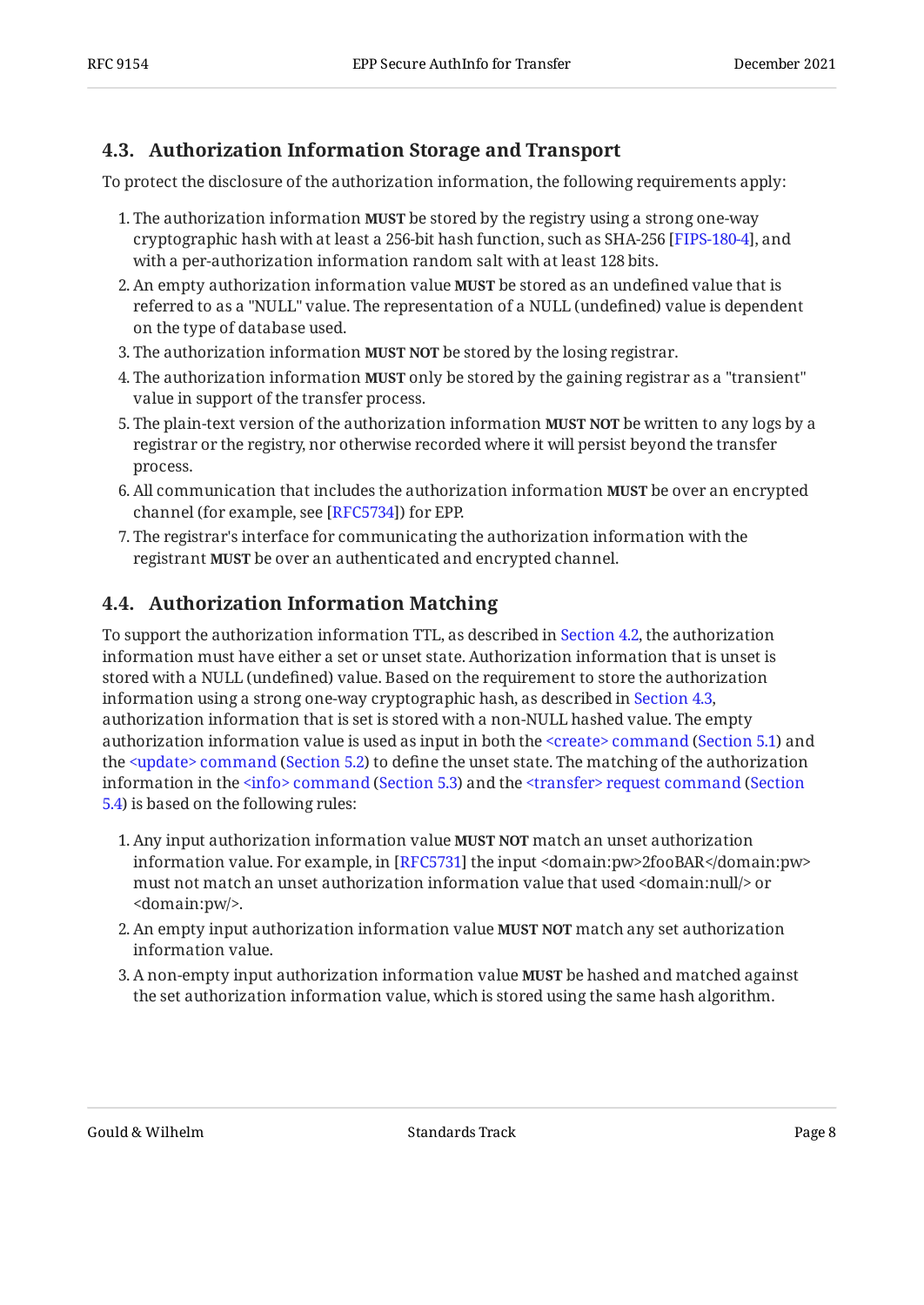### 4.3. Authorization Information Storage and Transport

To protect the disclosure of the authorization information, the following requirements apply:

1. The authorization information **MUST** be stored by the registry using a strong one-way cryptographic hash with at least a 256-bit hash function, such as SHA-256 [FIPS-180-4], and with a per-authorization information random salt with at least 128 bits.
2. An empty authorization information value **MUST** be stored as an undefined value that is referred to as a "NULL" value. The representation of a NULL (undefined) value is dependent on the type of database used.
3. The authorization information **MUST NOT** be stored by the losing registrar.
4. The authorization information **MUST** only be stored by the gaining registrar as a "transient" value in support of the transfer process.
5. The plain-text version of the authorization information **MUST NOT** be written to any logs by a registrar or the registry, nor otherwise recorded where it will persist beyond the transfer process.
6. All communication that includes the authorization information **MUST** be over an encrypted channel (for example, see [RFC5734]) for EPP.
7. The registrar's interface for communicating the authorization information with the registrant **MUST** be over an authenticated and encrypted channel.

### 4.4. Authorization Information Matching

To support the authorization information TTL, as described in Section 4.2, the authorization information must have either a set or unset state. Authorization information that is unset is stored with a NULL (undefined) value. Based on the requirement to store the authorization information using a strong one-way cryptographic hash, as described in Section 4.3, authorization information that is set is stored with a non-NULL hashed value. The empty authorization information value is used as input in both the <create> command (Section 5.1) and the <update> command (Section 5.2) to define the unset state. The matching of the authorization information in the <info> command (Section 5.3) and the <transfer> request command (Section 5.4) is based on the following rules:

1. Any input authorization information value **MUST NOT** match an unset authorization information value. For example, in [RFC5731] the input <domain:pw>2fooBAR</domain:pw> must not match an unset authorization information value that used <domain:null/> or <domain:pw/>.
2. An empty input authorization information value **MUST NOT** match any set authorization information value.
3. A non-empty input authorization information value **MUST** be hashed and matched against the set authorization information value, which is stored using the same hash algorithm.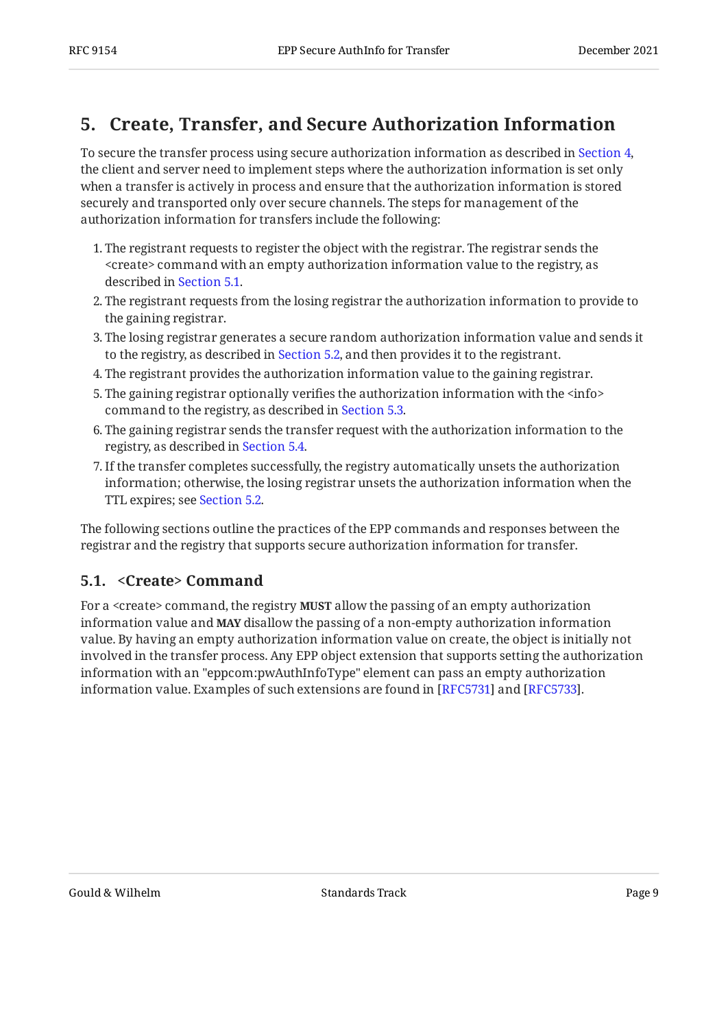## 5. Create, Transfer, and Secure Authorization Information

To secure the transfer process using secure authorization information as described in Section 4, the client and server need to implement steps where the authorization information is set only when a transfer is actively in process and ensure that the authorization information is stored securely and transported only over secure channels. The steps for management of the authorization information for transfers include the following:

1. The registrant requests to register the object with the registrar. The registrar sends the <create> command with an empty authorization information value to the registry, as described in Section 5.1.
2. The registrant requests from the losing registrar the authorization information to provide to the gaining registrar.
3. The losing registrar generates a secure random authorization information value and sends it to the registry, as described in Section 5.2, and then provides it to the registrant.
4. The registrant provides the authorization information value to the gaining registrar.
5. The gaining registrar optionally verifies the authorization information with the <info> command to the registry, as described in Section 5.3.
6. The gaining registrar sends the transfer request with the authorization information to the registry, as described in Section 5.4.
7. If the transfer completes successfully, the registry automatically unsets the authorization information; otherwise, the losing registrar unsets the authorization information when the TTL expires; see Section 5.2.

The following sections outline the practices of the EPP commands and responses between the registrar and the registry that supports secure authorization information for transfer.

### 5.1. <Create> Command

For a <create> command, the registry **MUST** allow the passing of an empty authorization information value and **MAY** disallow the passing of a non-empty authorization information value. By having an empty authorization information value on create, the object is initially not involved in the transfer process. Any EPP object extension that supports setting the authorization information with an "eppcom:pwAuthInfoType" element can pass an empty authorization information value. Examples of such extensions are found in [RFC5731] and [RFC5733].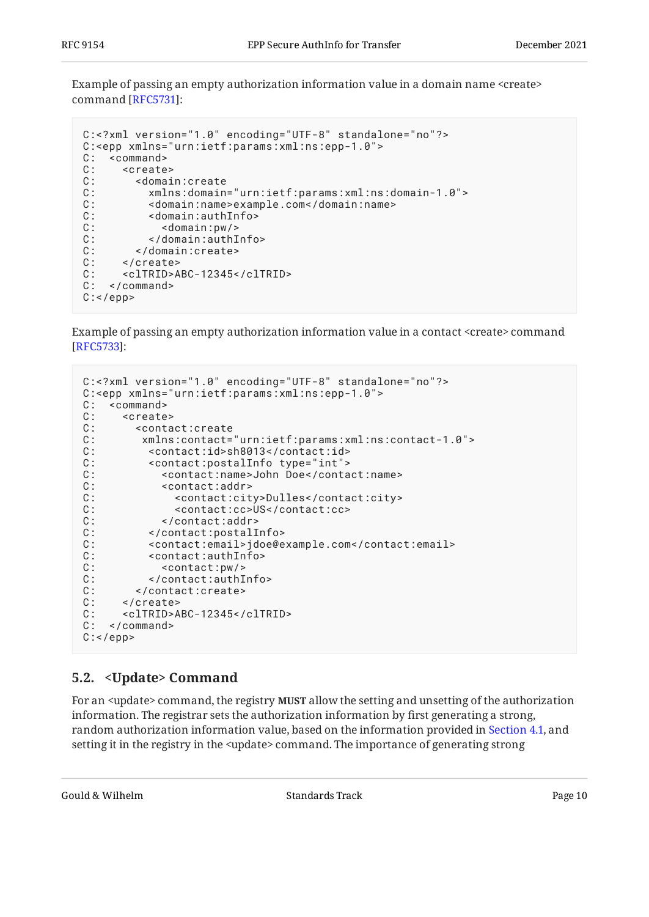Example of passing an empty authorization information value in a domain name <create> command [RFC5731]:

```
C:<?xml version="1.0" encoding="UTF-8" standalone="no"?>
C:<epp xmlns="urn:ietf:params:xml:ns:epp-1.0">
C:  <command>
C:    <create>
C:      <domain:create
C:        xmlns:domain="urn:ietf:params:xml:ns:domain-1.0">
C:        <domain:name>example.com</domain:name>
C:        <domain:authInfo>
C:          <domain:pw/>
C:        </domain:authInfo>
C:      </domain:create>
C:    </create>
C:    <clTRID>ABC-12345</clTRID>
C:  </command>
C:</epp>
```

Example of passing an empty authorization information value in a contact <create> command [RFC5733]:

```
C:<?xml version="1.0" encoding="UTF-8" standalone="no"?>
C:<epp xmlns="urn:ietf:params:xml:ns:epp-1.0">
C:  <command>
C:    <create>
C:      <contact:create
C:       xmlns:contact="urn:ietf:params:xml:ns:contact-1.0">
C:        <contact:id>sh8013</contact:id>
C:        <contact:postalInfo type="int">
C:          <contact:name>John Doe</contact:name>
C:          <contact:addr>
C:            <contact:city>Dulles</contact:city>
C:            <contact:cc>US</contact:cc>
C:          </contact:addr>
C:        </contact:postalInfo>
C:        <contact:email>jdoe@example.com</contact:email>
C:        <contact:authInfo>
C:          <contact:pw/>
C:        </contact:authInfo>
C:      </contact:create>
C:    </create>
C:    <clTRID>ABC-12345</clTRID>
C:  </command>
C:</epp>
```

## 5.2. <Update> Command

For an <update> command, the registry **MUST** allow the setting and unsetting of the authorization information. The registrar sets the authorization information by first generating a strong, random authorization information value, based on the information provided in Section 4.1, and setting it in the registry in the <update> command. The importance of generating strong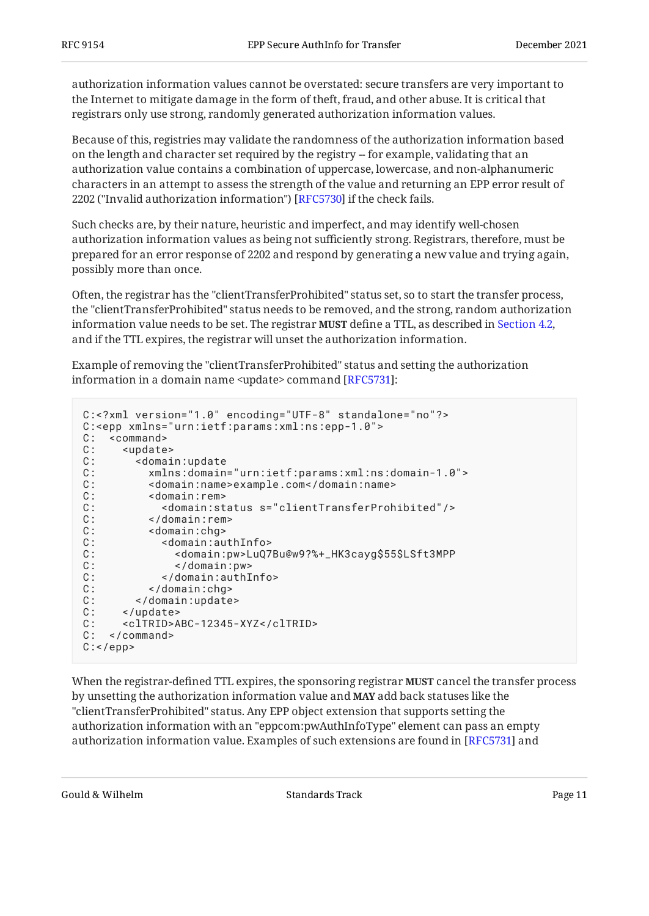authorization information values cannot be overstated: secure transfers are very important to the Internet to mitigate damage in the form of theft, fraud, and other abuse. It is critical that registrars only use strong, randomly generated authorization information values.

Because of this, registries may validate the randomness of the authorization information based on the length and character set required by the registry -- for example, validating that an authorization value contains a combination of uppercase, lowercase, and non-alphanumeric characters in an attempt to assess the strength of the value and returning an EPP error result of 2202 ("Invalid authorization information") [RFC5730] if the check fails.

Such checks are, by their nature, heuristic and imperfect, and may identify well-chosen authorization information values as being not sufficiently strong. Registrars, therefore, must be prepared for an error response of 2202 and respond by generating a new value and trying again, possibly more than once.

Often, the registrar has the "clientTransferProhibited" status set, so to start the transfer process, the "clientTransferProhibited" status needs to be removed, and the strong, random authorization information value needs to be set. The registrar **MUST** define a TTL, as described in Section 4.2, and if the TTL expires, the registrar will unset the authorization information.

Example of removing the "clientTransferProhibited" status and setting the authorization information in a domain name <update> command [RFC5731]:

```
C:<?xml version="1.0" encoding="UTF-8" standalone="no"?>
C:<epp xmlns="urn:ietf:params:xml:ns:epp-1.0">
C:  <command>
C:    <update>
C:      <domain:update
C:        xmlns:domain="urn:ietf:params:xml:ns:domain-1.0">
C:        <domain:name>example.com</domain:name>
C:        <domain:rem>
C:          <domain:status s="clientTransferProhibited"/>
C:        </domain:rem>
C:        <domain:chg>
C:          <domain:authInfo>
C:            <domain:pw>LuQ7Bu@w9?%+_HK3cayg$55$LSft3MPP
C:            </domain:pw>
C:          </domain:authInfo>
C:        </domain:chg>
C:      </domain:update>
C:    </update>
C:    <clTRID>ABC-12345-XYZ</clTRID>
C:  </command>
C:</epp>
```

When the registrar-defined TTL expires, the sponsoring registrar **MUST** cancel the transfer process by unsetting the authorization information value and **MAY** add back statuses like the "clientTransferProhibited" status. Any EPP object extension that supports setting the authorization information with an "eppcom:pwAuthInfoType" element can pass an empty authorization information value. Examples of such extensions are found in [RFC5731] and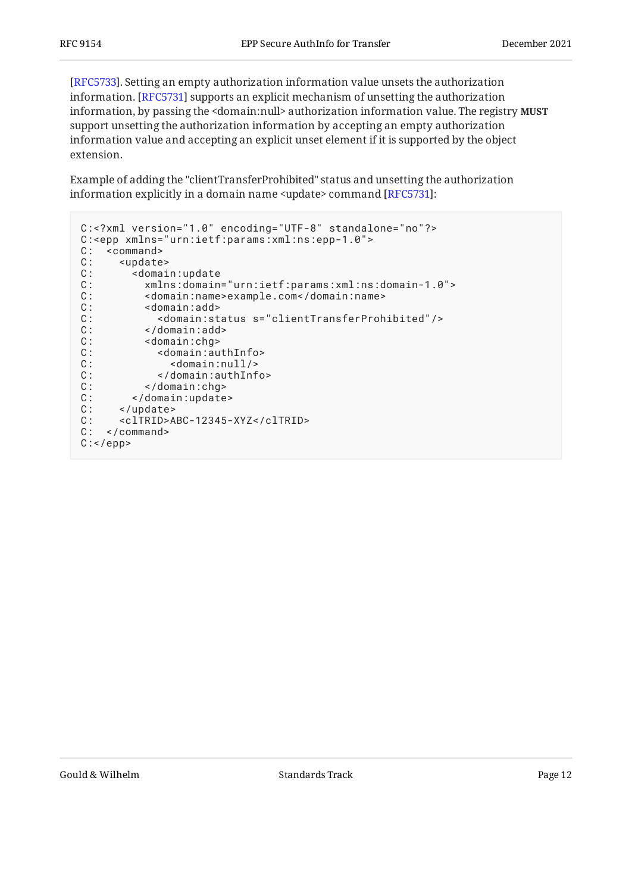[RFC5733]. Setting an empty authorization information value unsets the authorization information. [RFC5731] supports an explicit mechanism of unsetting the authorization information, by passing the <domain:null> authorization information value. The registry **MUST** support unsetting the authorization information by accepting an empty authorization information value and accepting an explicit unset element if it is supported by the object extension.

Example of adding the "clientTransferProhibited" status and unsetting the authorization information explicitly in a domain name <update> command [RFC5731]:

```
C:<?xml version="1.0" encoding="UTF-8" standalone="no"?>
C:<epp xmlns="urn:ietf:params:xml:ns:epp-1.0">
C:  <command>
C:    <update>
C:      <domain:update
C:        xmlns:domain="urn:ietf:params:xml:ns:domain-1.0">
C:        <domain:name>example.com</domain:name>
C:        <domain:add>
C:          <domain:status s="clientTransferProhibited"/>
C:        </domain:add>
C:        <domain:chg>
C:          <domain:authInfo>
C:            <domain:null/>
C:          </domain:authInfo>
C:        </domain:chg>
C:      </domain:update>
C:    </update>
C:    <clTRID>ABC-12345-XYZ</clTRID>
C:  </command>
C:</epp>
```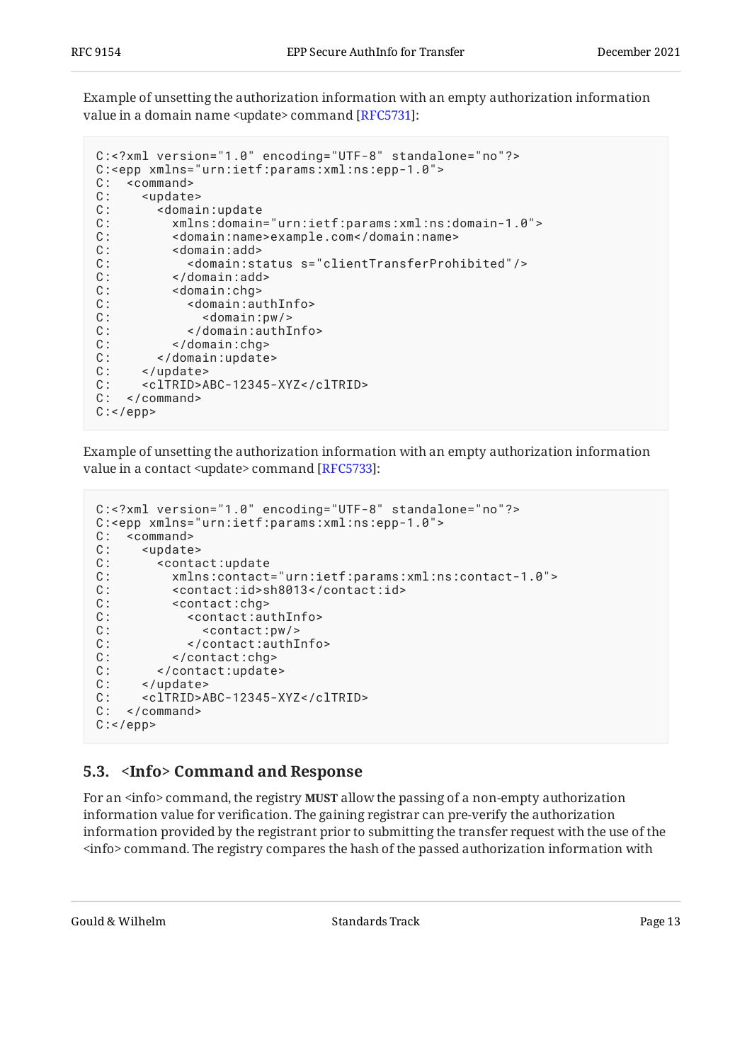Example of unsetting the authorization information with an empty authorization information value in a domain name <update> command [RFC5731]:

```
C:<?xml version="1.0" encoding="UTF-8" standalone="no"?>
C:<epp xmlns="urn:ietf:params:xml:ns:epp-1.0">
C:  <command>
C:    <update>
C:      <domain:update
C:        xmlns:domain="urn:ietf:params:xml:ns:domain-1.0">
C:        <domain:name>example.com</domain:name>
C:        <domain:add>
C:          <domain:status s="clientTransferProhibited"/>
C:        </domain:add>
C:        <domain:chg>
C:          <domain:authInfo>
C:            <domain:pw/>
C:          </domain:authInfo>
C:        </domain:chg>
C:      </domain:update>
C:    </update>
C:    <clTRID>ABC-12345-XYZ</clTRID>
C:  </command>
C:</epp>
```

Example of unsetting the authorization information with an empty authorization information value in a contact <update> command [RFC5733]:

```
C:<?xml version="1.0" encoding="UTF-8" standalone="no"?>
C:<epp xmlns="urn:ietf:params:xml:ns:epp-1.0">
C:  <command>
C:    <update>
C:      <contact:update
C:        xmlns:contact="urn:ietf:params:xml:ns:contact-1.0">
C:        <contact:id>sh8013</contact:id>
C:        <contact:chg>
C:          <contact:authInfo>
C:            <contact:pw/>
C:          </contact:authInfo>
C:        </contact:chg>
C:      </contact:update>
C:    </update>
C:    <clTRID>ABC-12345-XYZ</clTRID>
C:  </command>
C:</epp>
```

### 5.3. <Info> Command and Response

For an <info> command, the registry **MUST** allow the passing of a non-empty authorization information value for verification. The gaining registrar can pre-verify the authorization information provided by the registrant prior to submitting the transfer request with the use of the <info> command. The registry compares the hash of the passed authorization information with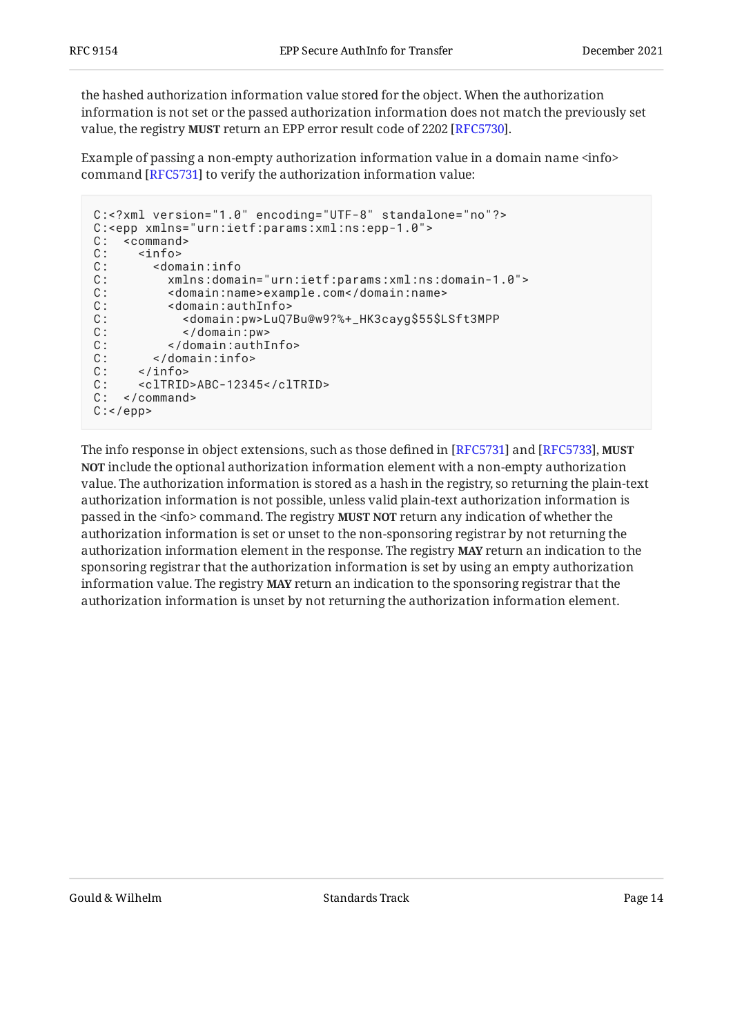the hashed authorization information value stored for the object. When the authorization information is not set or the passed authorization information does not match the previously set value, the registry **MUST** return an EPP error result code of 2202 [RFC5730].

Example of passing a non-empty authorization information value in a domain name <info> command [RFC5731] to verify the authorization information value:

```
C:<?xml version="1.0" encoding="UTF-8" standalone="no"?>
C:<epp xmlns="urn:ietf:params:xml:ns:epp-1.0">
C:  <command>
C:    <info>
C:      <domain:info
C:        xmlns:domain="urn:ietf:params:xml:ns:domain-1.0">
C:        <domain:name>example.com</domain:name>
C:        <domain:authInfo>
C:          <domain:pw>LuQ7Bu@w9?%+_HK3cayg$55$LSft3MPP
C:          </domain:pw>
C:        </domain:authInfo>
C:      </domain:info>
C:    </info>
C:    <clTRID>ABC-12345</clTRID>
C:  </command>
C:</epp>
```

The info response in object extensions, such as those defined in [RFC5731] and [RFC5733], **MUST NOT** include the optional authorization information element with a non-empty authorization value. The authorization information is stored as a hash in the registry, so returning the plain-text authorization information is not possible, unless valid plain-text authorization information is passed in the <info> command. The registry **MUST NOT** return any indication of whether the authorization information is set or unset to the non-sponsoring registrar by not returning the authorization information element in the response. The registry **MAY** return an indication to the sponsoring registrar that the authorization information is set by using an empty authorization information value. The registry **MAY** return an indication to the sponsoring registrar that the authorization information is unset by not returning the authorization information element.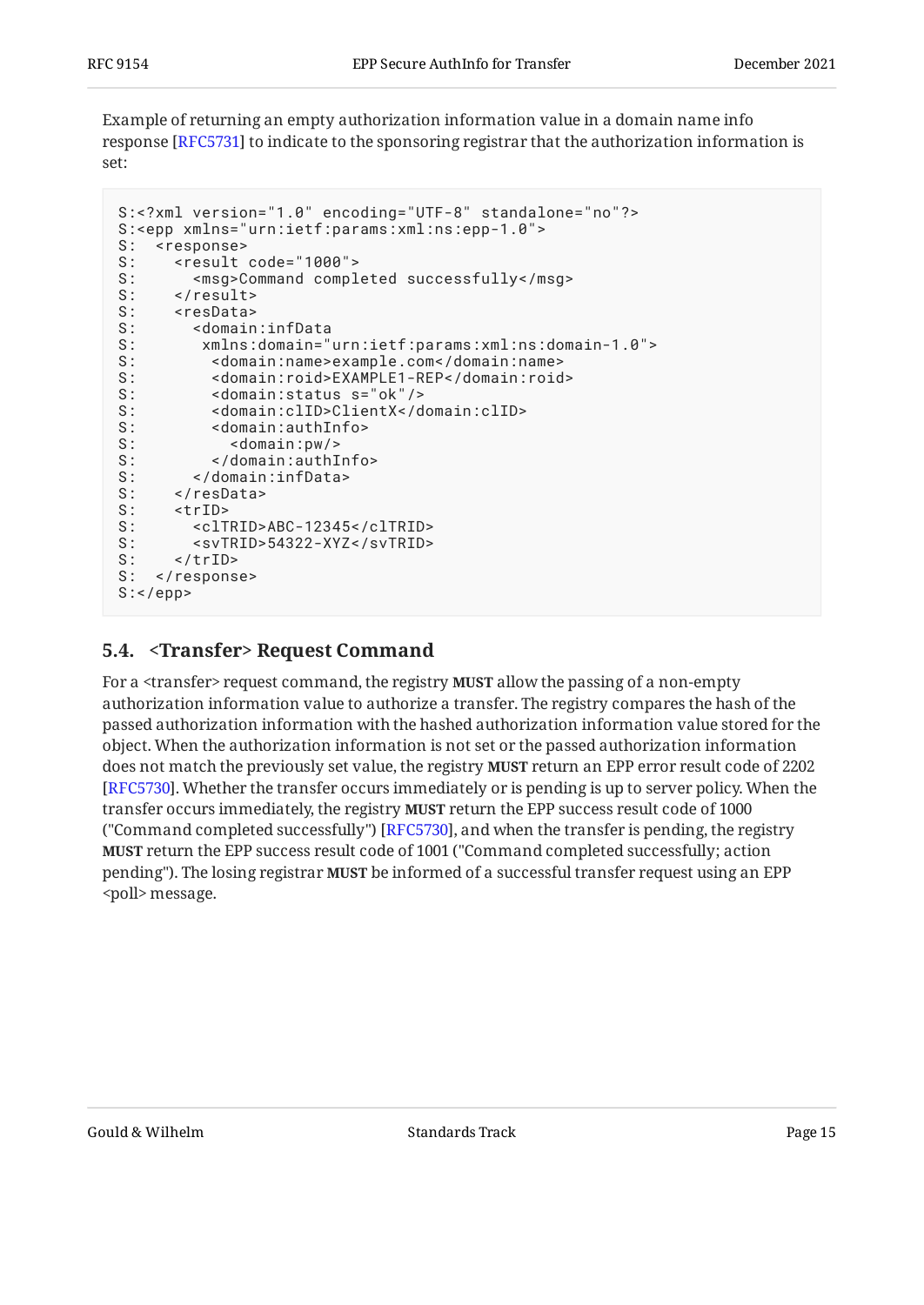Example of returning an empty authorization information value in a domain name info response [RFC5731] to indicate to the sponsoring registrar that the authorization information is set:

```
S:<?xml version="1.0" encoding="UTF-8" standalone="no"?>
S:<epp xmlns="urn:ietf:params:xml:ns:epp-1.0">
S:  <response>
S:    <result code="1000">
S:      <msg>Command completed successfully</msg>
S:    </result>
S:    <resData>
S:      <domain:infData
S:       xmlns:domain="urn:ietf:params:xml:ns:domain-1.0">
S:        <domain:name>example.com</domain:name>
S:        <domain:roid>EXAMPLE1-REP</domain:roid>
S:        <domain:status s="ok"/>
S:        <domain:clID>ClientX</domain:clID>
S:        <domain:authInfo>
S:          <domain:pw/>
S:        </domain:authInfo>
S:      </domain:infData>
S:    </resData>
S:    <trID>
S:      <clTRID>ABC-12345</clTRID>
S:      <svTRID>54322-XYZ</svTRID>
S:    </trID>
S:  </response>
S:</epp>
```

## 5.4. <Transfer> Request Command

For a <transfer> request command, the registry **MUST** allow the passing of a non-empty authorization information value to authorize a transfer. The registry compares the hash of the passed authorization information with the hashed authorization information value stored for the object. When the authorization information is not set or the passed authorization information does not match the previously set value, the registry **MUST** return an EPP error result code of 2202 [RFC5730]. Whether the transfer occurs immediately or is pending is up to server policy. When the transfer occurs immediately, the registry **MUST** return the EPP success result code of 1000 ("Command completed successfully") [RFC5730], and when the transfer is pending, the registry **MUST** return the EPP success result code of 1001 ("Command completed successfully; action pending"). The losing registrar **MUST** be informed of a successful transfer request using an EPP <poll> message.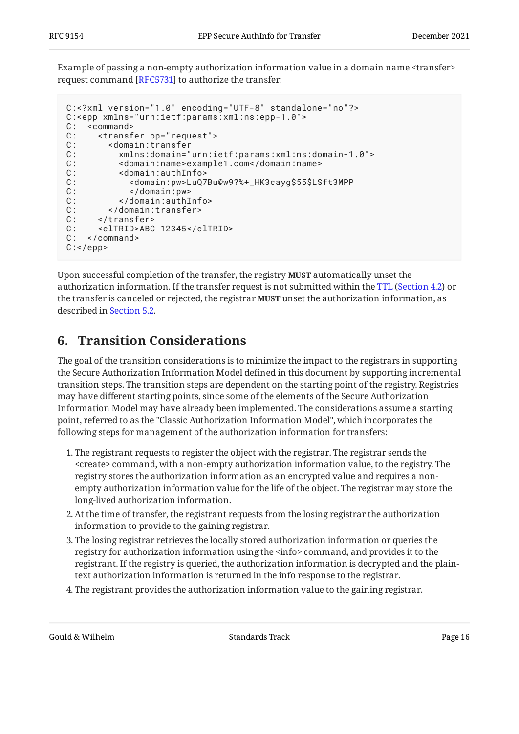Example of passing a non-empty authorization information value in a domain name <transfer> request command [RFC5731] to authorize the transfer:

```
C:<?xml version="1.0" encoding="UTF-8" standalone="no"?>
C:<epp xmlns="urn:ietf:params:xml:ns:epp-1.0">
C:  <command>
C:    <transfer op="request">
C:      <domain:transfer
C:        xmlns:domain="urn:ietf:params:xml:ns:domain-1.0">
C:        <domain:name>example1.com</domain:name>
C:        <domain:authInfo>
C:          <domain:pw>LuQ7Bu@w9?%+_HK3cayg$55$LSft3MPP
C:          </domain:pw>
C:        </domain:authInfo>
C:      </domain:transfer>
C:    </transfer>
C:    <clTRID>ABC-12345</clTRID>
C:  </command>
C:</epp>
```

Upon successful completion of the transfer, the registry **MUST** automatically unset the authorization information. If the transfer request is not submitted within the TTL (Section 4.2) or the transfer is canceled or rejected, the registrar **MUST** unset the authorization information, as described in Section 5.2.

## 6. Transition Considerations

The goal of the transition considerations is to minimize the impact to the registrars in supporting the Secure Authorization Information Model defined in this document by supporting incremental transition steps. The transition steps are dependent on the starting point of the registry. Registries may have different starting points, since some of the elements of the Secure Authorization Information Model may have already been implemented. The considerations assume a starting point, referred to as the "Classic Authorization Information Model", which incorporates the following steps for management of the authorization information for transfers:

1. The registrant requests to register the object with the registrar. The registrar sends the <create> command, with a non-empty authorization information value, to the registry. The registry stores the authorization information as an encrypted value and requires a non-empty authorization information value for the life of the object. The registrar may store the long-lived authorization information.
2. At the time of transfer, the registrant requests from the losing registrar the authorization information to provide to the gaining registrar.
3. The losing registrar retrieves the locally stored authorization information or queries the registry for authorization information using the <info> command, and provides it to the registrant. If the registry is queried, the authorization information is decrypted and the plain-text authorization information is returned in the info response to the registrar.
4. The registrant provides the authorization information value to the gaining registrar.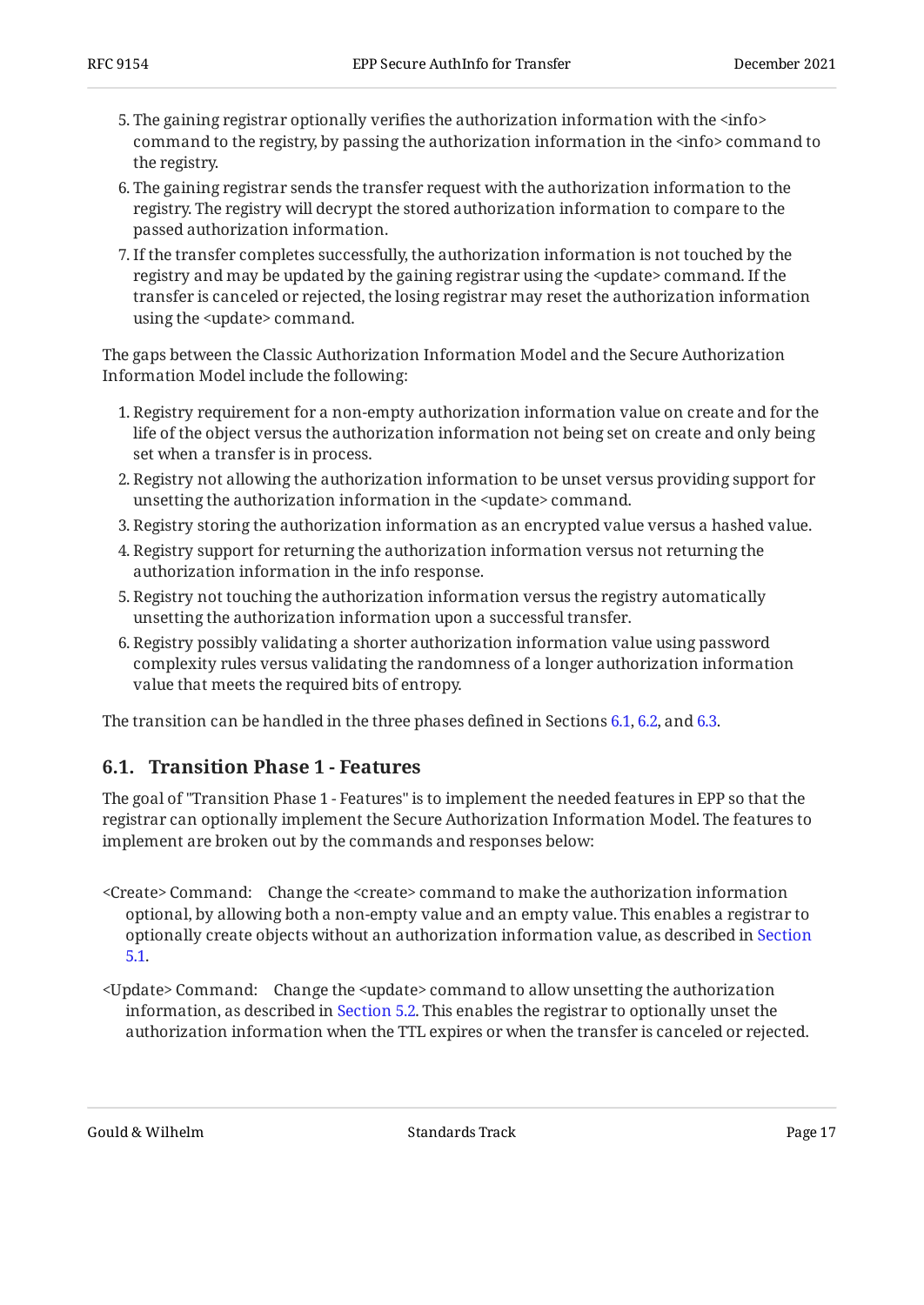5. The gaining registrar optionally verifies the authorization information with the <info> command to the registry, by passing the authorization information in the <info> command to the registry.
6. The gaining registrar sends the transfer request with the authorization information to the registry. The registry will decrypt the stored authorization information to compare to the passed authorization information.
7. If the transfer completes successfully, the authorization information is not touched by the registry and may be updated by the gaining registrar using the <update> command. If the transfer is canceled or rejected, the losing registrar may reset the authorization information using the <update> command.

The gaps between the Classic Authorization Information Model and the Secure Authorization Information Model include the following:

1. Registry requirement for a non-empty authorization information value on create and for the life of the object versus the authorization information not being set on create and only being set when a transfer is in process.
2. Registry not allowing the authorization information to be unset versus providing support for unsetting the authorization information in the <update> command.
3. Registry storing the authorization information as an encrypted value versus a hashed value.
4. Registry support for returning the authorization information versus not returning the authorization information in the info response.
5. Registry not touching the authorization information versus the registry automatically unsetting the authorization information upon a successful transfer.
6. Registry possibly validating a shorter authorization information value using password complexity rules versus validating the randomness of a longer authorization information value that meets the required bits of entropy.

The transition can be handled in the three phases defined in Sections 6.1, 6.2, and 6.3.

## 6.1. Transition Phase 1 - Features

The goal of "Transition Phase 1 - Features" is to implement the needed features in EPP so that the registrar can optionally implement the Secure Authorization Information Model. The features to implement are broken out by the commands and responses below:

<Create> Command: Change the <create> command to make the authorization information optional, by allowing both a non-empty value and an empty value. This enables a registrar to optionally create objects without an authorization information value, as described in Section 5.1.

<Update> Command: Change the <update> command to allow unsetting the authorization information, as described in Section 5.2. This enables the registrar to optionally unset the authorization information when the TTL expires or when the transfer is canceled or rejected.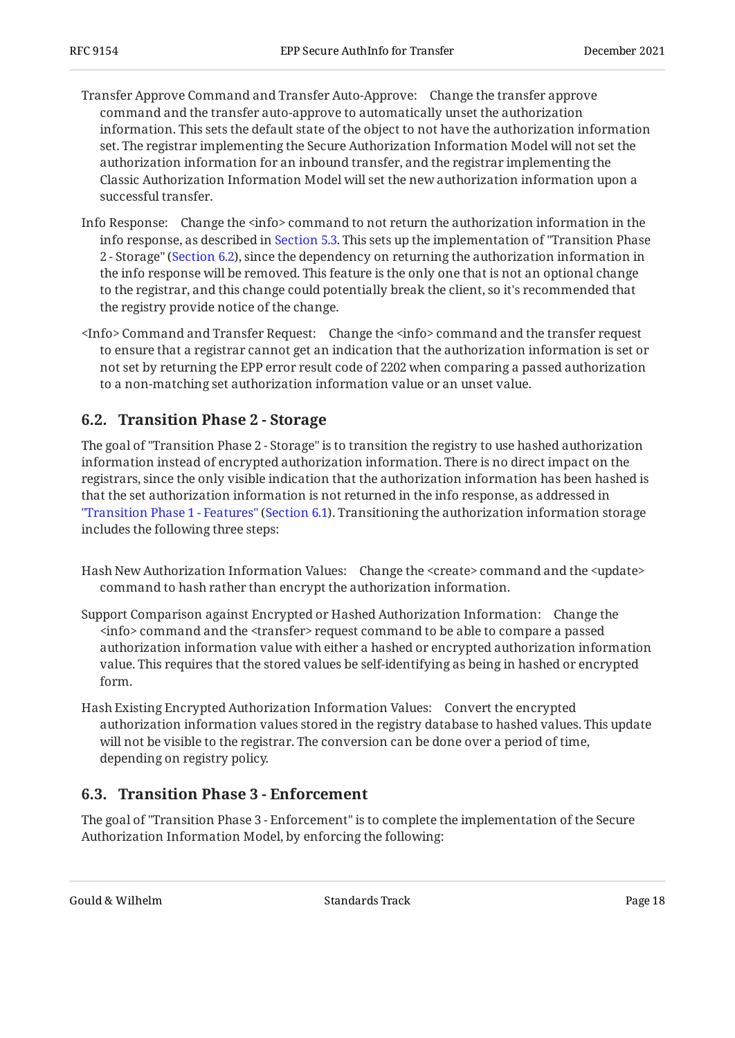Transfer Approve Command and Transfer Auto-Approve: Change the transfer approve command and the transfer auto-approve to automatically unset the authorization information. This sets the default state of the object to not have the authorization information set. The registrar implementing the Secure Authorization Information Model will not set the authorization information for an inbound transfer, and the registrar implementing the Classic Authorization Information Model will set the new authorization information upon a successful transfer.

Info Response: Change the <info> command to not return the authorization information in the info response, as described in Section 5.3. This sets up the implementation of "Transition Phase 2 - Storage" (Section 6.2), since the dependency on returning the authorization information in the info response will be removed. This feature is the only one that is not an optional change to the registrar, and this change could potentially break the client, so it's recommended that the registry provide notice of the change.

<Info> Command and Transfer Request: Change the <info> command and the transfer request to ensure that a registrar cannot get an indication that the authorization information is set or not set by returning the EPP error result code of 2202 when comparing a passed authorization to a non-matching set authorization information value or an unset value.

## 6.2. Transition Phase 2 - Storage

The goal of "Transition Phase 2 - Storage" is to transition the registry to use hashed authorization information instead of encrypted authorization information. There is no direct impact on the registrars, since the only visible indication that the authorization information has been hashed is that the set authorization information is not returned in the info response, as addressed in "Transition Phase 1 - Features" (Section 6.1). Transitioning the authorization information storage includes the following three steps:

Hash New Authorization Information Values: Change the <create> command and the <update> command to hash rather than encrypt the authorization information.

Support Comparison against Encrypted or Hashed Authorization Information: Change the <info> command and the <transfer> request command to be able to compare a passed authorization information value with either a hashed or encrypted authorization information value. This requires that the stored values be self-identifying as being in hashed or encrypted form.

Hash Existing Encrypted Authorization Information Values: Convert the encrypted authorization information values stored in the registry database to hashed values. This update will not be visible to the registrar. The conversion can be done over a period of time, depending on registry policy.

## 6.3. Transition Phase 3 - Enforcement

The goal of "Transition Phase 3 - Enforcement" is to complete the implementation of the Secure Authorization Information Model, by enforcing the following: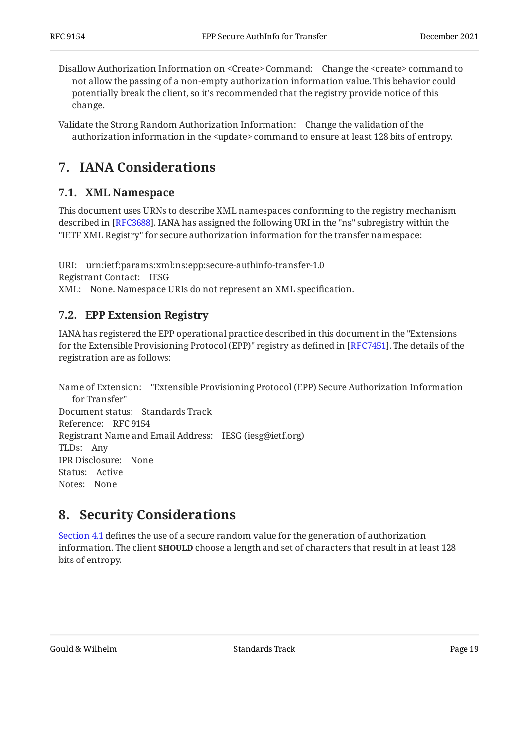Disallow Authorization Information on <Create> Command:
: Change the <create> command to not allow the passing of a non-empty authorization information value. This behavior could potentially break the client, so it's recommended that the registry provide notice of this change.

Validate the Strong Random Authorization Information:
: Change the validation of the authorization information in the <update> command to ensure at least 128 bits of entropy.

# 7. IANA Considerations

## 7.1. XML Namespace

This document uses URNs to describe XML namespaces conforming to the registry mechanism described in [RFC3688]. IANA has assigned the following URI in the "ns" subregistry within the "IETF XML Registry" for secure authorization information for the transfer namespace:

URI: urn:ietf:params:xml:ns:epp:secure-authinfo-transfer-1.0
Registrant Contact: IESG
XML: None. Namespace URIs do not represent an XML specification.

## 7.2. EPP Extension Registry

IANA has registered the EPP operational practice described in this document in the "Extensions for the Extensible Provisioning Protocol (EPP)" registry as defined in [RFC7451]. The details of the registration are as follows:

Name of Extension: "Extensible Provisioning Protocol (EPP) Secure Authorization Information for Transfer"
Document status: Standards Track
Reference: RFC 9154
Registrant Name and Email Address: IESG (iesg@ietf.org)
TLDs: Any
IPR Disclosure: None
Status: Active
Notes: None

# 8. Security Considerations

Section 4.1 defines the use of a secure random value for the generation of authorization information. The client **SHOULD** choose a length and set of characters that result in at least 128 bits of entropy.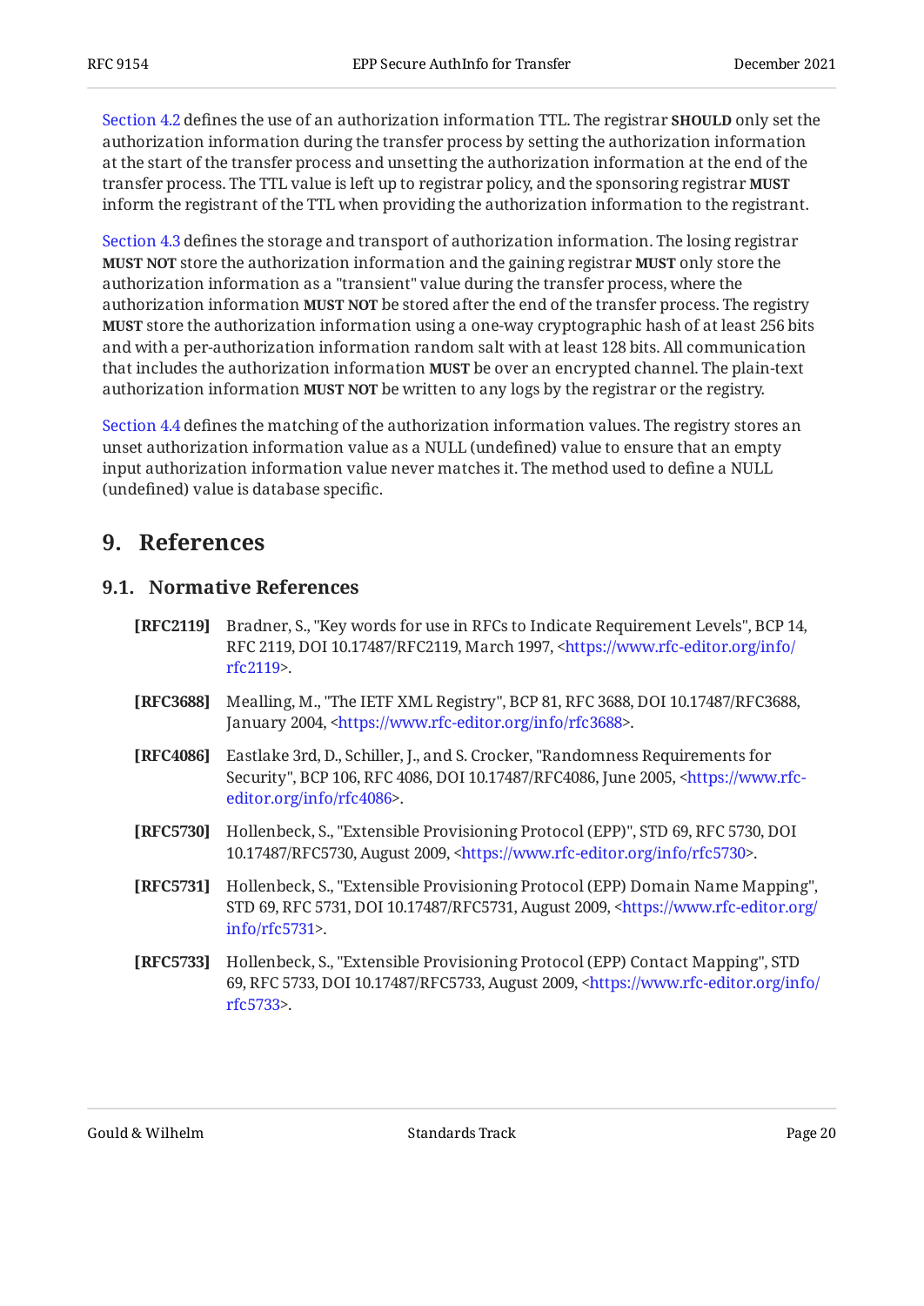Section 4.2 defines the use of an authorization information TTL. The registrar **SHOULD** only set the authorization information during the transfer process by setting the authorization information at the start of the transfer process and unsetting the authorization information at the end of the transfer process. The TTL value is left up to registrar policy, and the sponsoring registrar **MUST** inform the registrant of the TTL when providing the authorization information to the registrant.

Section 4.3 defines the storage and transport of authorization information. The losing registrar **MUST NOT** store the authorization information and the gaining registrar **MUST** only store the authorization information as a "transient" value during the transfer process, where the authorization information **MUST NOT** be stored after the end of the transfer process. The registry **MUST** store the authorization information using a one-way cryptographic hash of at least 256 bits and with a per-authorization information random salt with at least 128 bits. All communication that includes the authorization information **MUST** be over an encrypted channel. The plain-text authorization information **MUST NOT** be written to any logs by the registrar or the registry.

Section 4.4 defines the matching of the authorization information values. The registry stores an unset authorization information value as a NULL (undefined) value to ensure that an empty input authorization information value never matches it. The method used to define a NULL (undefined) value is database specific.

# 9. References

## 9.1. Normative References

**[RFC2119]** Bradner, S., "Key words for use in RFCs to Indicate Requirement Levels", BCP 14, RFC 2119, DOI 10.17487/RFC2119, March 1997, <https://www.rfc-editor.org/info/rfc2119>.

**[RFC3688]** Mealling, M., "The IETF XML Registry", BCP 81, RFC 3688, DOI 10.17487/RFC3688, January 2004, <https://www.rfc-editor.org/info/rfc3688>.

**[RFC4086]** Eastlake 3rd, D., Schiller, J., and S. Crocker, "Randomness Requirements for Security", BCP 106, RFC 4086, DOI 10.17487/RFC4086, June 2005, <https://www.rfc-editor.org/info/rfc4086>.

**[RFC5730]** Hollenbeck, S., "Extensible Provisioning Protocol (EPP)", STD 69, RFC 5730, DOI 10.17487/RFC5730, August 2009, <https://www.rfc-editor.org/info/rfc5730>.

**[RFC5731]** Hollenbeck, S., "Extensible Provisioning Protocol (EPP) Domain Name Mapping", STD 69, RFC 5731, DOI 10.17487/RFC5731, August 2009, <https://www.rfc-editor.org/info/rfc5731>.

**[RFC5733]** Hollenbeck, S., "Extensible Provisioning Protocol (EPP) Contact Mapping", STD 69, RFC 5733, DOI 10.17487/RFC5733, August 2009, <https://www.rfc-editor.org/info/rfc5733>.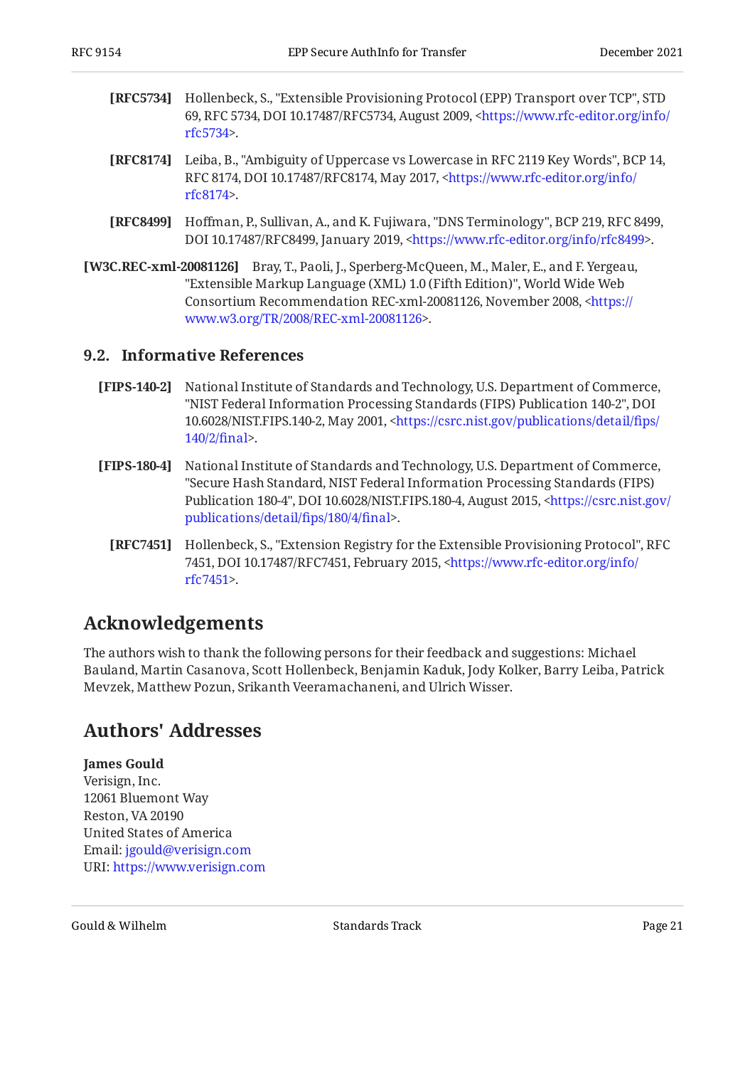**[RFC5734]** Hollenbeck, S., "Extensible Provisioning Protocol (EPP) Transport over TCP", STD 69, RFC 5734, DOI 10.17487/RFC5734, August 2009, <https://www.rfc-editor.org/info/rfc5734>.

**[RFC8174]** Leiba, B., "Ambiguity of Uppercase vs Lowercase in RFC 2119 Key Words", BCP 14, RFC 8174, DOI 10.17487/RFC8174, May 2017, <https://www.rfc-editor.org/info/rfc8174>.

**[RFC8499]** Hoffman, P., Sullivan, A., and K. Fujiwara, "DNS Terminology", BCP 219, RFC 8499, DOI 10.17487/RFC8499, January 2019, <https://www.rfc-editor.org/info/rfc8499>.

**[W3C.REC-xml-20081126]** Bray, T., Paoli, J., Sperberg-McQueen, M., Maler, E., and F. Yergeau, "Extensible Markup Language (XML) 1.0 (Fifth Edition)", World Wide Web Consortium Recommendation REC-xml-20081126, November 2008, <https://www.w3.org/TR/2008/REC-xml-20081126>.

### 9.2. Informative References

**[FIPS-140-2]** National Institute of Standards and Technology, U.S. Department of Commerce, "NIST Federal Information Processing Standards (FIPS) Publication 140-2", DOI 10.6028/NIST.FIPS.140-2, May 2001, <https://csrc.nist.gov/publications/detail/fips/140/2/final>.

**[FIPS-180-4]** National Institute of Standards and Technology, U.S. Department of Commerce, "Secure Hash Standard, NIST Federal Information Processing Standards (FIPS) Publication 180-4", DOI 10.6028/NIST.FIPS.180-4, August 2015, <https://csrc.nist.gov/publications/detail/fips/180/4/final>.

**[RFC7451]** Hollenbeck, S., "Extension Registry for the Extensible Provisioning Protocol", RFC 7451, DOI 10.17487/RFC7451, February 2015, <https://www.rfc-editor.org/info/rfc7451>.

## Acknowledgements

The authors wish to thank the following persons for their feedback and suggestions: Michael Bauland, Martin Casanova, Scott Hollenbeck, Benjamin Kaduk, Jody Kolker, Barry Leiba, Patrick Mevzek, Matthew Pozun, Srikanth Veeramachaneni, and Ulrich Wisser.

## Authors' Addresses

**James Gould**
Verisign, Inc.
12061 Bluemont Way
Reston, VA 20190
United States of America
Email: jgould@verisign.com
URI: https://www.verisign.com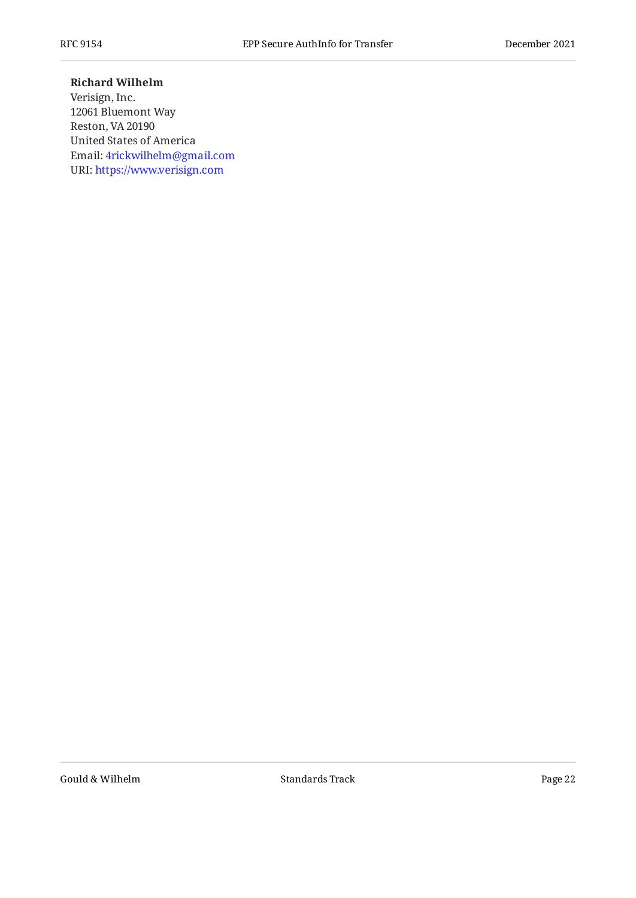**Richard Wilhelm**
Verisign, Inc.
12061 Bluemont Way
Reston, VA 20190
United States of America
Email: 4rickwilhelm@gmail.com
URI: https://www.verisign.com